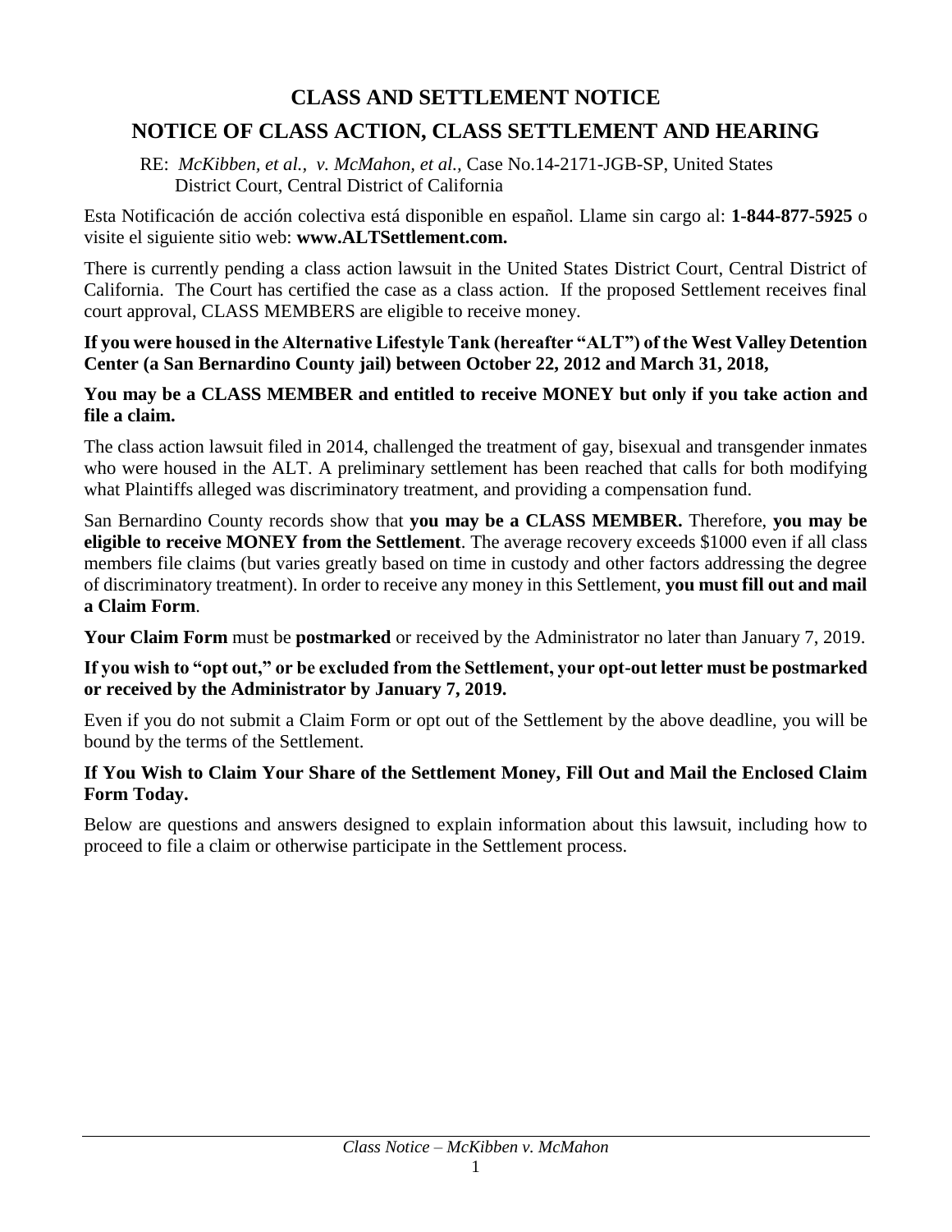# CLASS AND SETTLEMENT NOTICE

## NOTICE OF CLASS ACTION, CLASS SETTLEMENT AND HEARING

RE: *McKibben, et al., v. McMahon, et al.*, Case No.14-2171-JGB-SP, United States District Court, Central District of California

Esta Notificación de acción colectiva está disponible en español. Llame sin cargo al: **1-844-877-5925** o visite el siguiente sitio web: **www.ALTSettlement.com.**

There is currently pending a class action lawsuit in the United States District Court, Central District of California. The Court has certified the case as a class action. If the proposed Settlement receives final court approval, CLASS MEMBERS are eligible to receive money.

**If you were housed in the Alternative Lifestyle Tank (hereafter "ALT") of the West Valley Detention Center (a San Bernardino County jail) between October 22, 2012 and March 31, 2018,**

**You may be a CLASS MEMBER and entitled to receive MONEY but only if you take action and file a claim.**

The class action lawsuit filed in 2014, challenged the treatment of gay, bisexual and transgender inmates who were housed in the ALT. A preliminary settlement has been reached that calls for both modifying what Plaintiffs alleged was discriminatory treatment, and providing a compensation fund.

San Bernardino County records show that **you may be a CLASS MEMBER.** Therefore, **you may be eligible to receive MONEY from the Settlement**. The average recovery exceeds $1000 even if all class members file claims (but varies greatly based on time in custody and other factors addressing the degree of discriminatory treatment). In order to receive any money in this Settlement, **you must fill out and mail a Claim Form**.

**Your Claim Form** must be **postmarked** or received by the Administrator no later than January 7, 2019.

**If you wish to "opt out," or be excluded from the Settlement, your opt-out letter must be postmarked or received by the Administrator by January 7, 2019.**

Even if you do not submit a Claim Form or opt out of the Settlement by the above deadline, you will be bound by the terms of the Settlement.

**If You Wish to Claim Your Share of the Settlement Money, Fill Out and Mail the Enclosed Claim Form Today.**

Below are questions and answers designed to explain information about this lawsuit, including how to proceed to file a claim or otherwise participate in the Settlement process.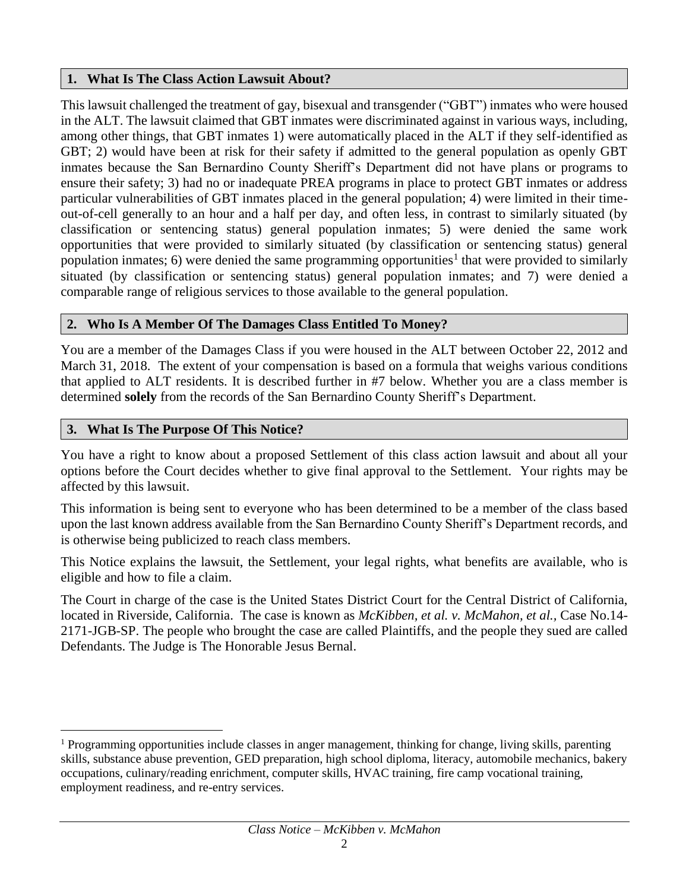## 1. What Is The Class Action Lawsuit About?

This lawsuit challenged the treatment of gay, bisexual and transgender ("GBT") inmates who were housed in the ALT. The lawsuit claimed that GBT inmates were discriminated against in various ways, including, among other things, that GBT inmates 1) were automatically placed in the ALT if they self-identified as GBT; 2) would have been at risk for their safety if admitted to the general population as openly GBT inmates because the San Bernardino County Sheriff's Department did not have plans or programs to ensure their safety; 3) had no or inadequate PREA programs in place to protect GBT inmates or address particular vulnerabilities of GBT inmates placed in the general population; 4) were limited in their time-out-of-cell generally to an hour and a half per day, and often less, in contrast to similarly situated (by classification or sentencing status) general population inmates; 5) were denied the same work opportunities that were provided to similarly situated (by classification or sentencing status) general population inmates; 6) were denied the same programming opportunities[1] that were provided to similarly situated (by classification or sentencing status) general population inmates; and 7) were denied a comparable range of religious services to those available to the general population.

## 2. Who Is A Member Of The Damages Class Entitled To Money?

You are a member of the Damages Class if you were housed in the ALT between October 22, 2012 and March 31, 2018. The extent of your compensation is based on a formula that weighs various conditions that applied to ALT residents. It is described further in #7 below. Whether you are a class member is determined **solely** from the records of the San Bernardino County Sheriff's Department.

## 3. What Is The Purpose Of This Notice?

You have a right to know about a proposed Settlement of this class action lawsuit and about all your options before the Court decides whether to give final approval to the Settlement. Your rights may be affected by this lawsuit.

This information is being sent to everyone who has been determined to be a member of the class based upon the last known address available from the San Bernardino County Sheriff's Department records, and is otherwise being publicized to reach class members.

This Notice explains the lawsuit, the Settlement, your legal rights, what benefits are available, who is eligible and how to file a claim.

The Court in charge of the case is the United States District Court for the Central District of California, located in Riverside, California. The case is known as *McKibben, et al. v. McMahon, et al.*, Case No.14-2171-JGB-SP. The people who brought the case are called Plaintiffs, and the people they sued are called Defendants. The Judge is The Honorable Jesus Bernal.

---

[1] Programming opportunities include classes in anger management, thinking for change, living skills, parenting skills, substance abuse prevention, GED preparation, high school diploma, literacy, automobile mechanics, bakery occupations, culinary/reading enrichment, computer skills, HVAC training, fire camp vocational training, employment readiness, and re-entry services.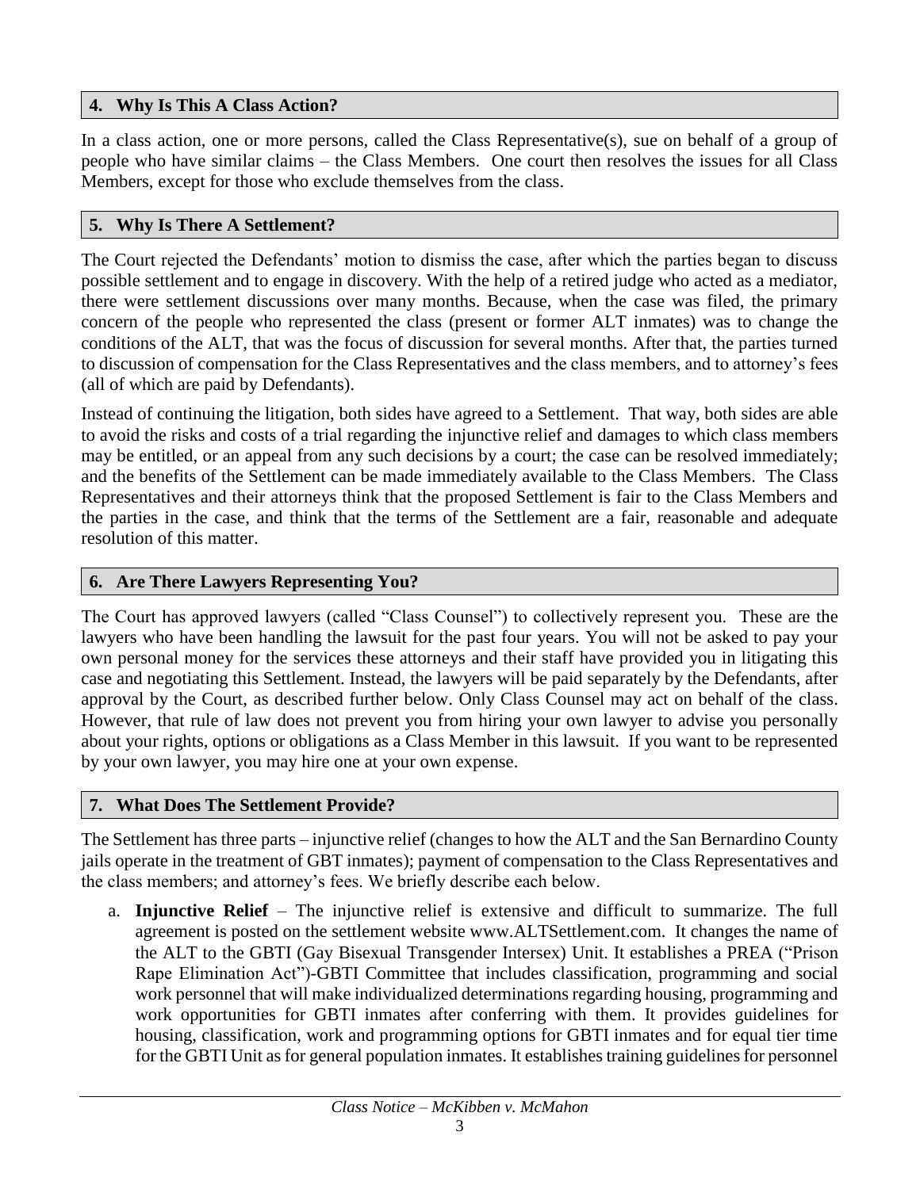## 4. Why Is This A Class Action?

In a class action, one or more persons, called the Class Representative(s), sue on behalf of a group of people who have similar claims – the Class Members. One court then resolves the issues for all Class Members, except for those who exclude themselves from the class.

## 5. Why Is There A Settlement?

The Court rejected the Defendants' motion to dismiss the case, after which the parties began to discuss possible settlement and to engage in discovery. With the help of a retired judge who acted as a mediator, there were settlement discussions over many months. Because, when the case was filed, the primary concern of the people who represented the class (present or former ALT inmates) was to change the conditions of the ALT, that was the focus of discussion for several months. After that, the parties turned to discussion of compensation for the Class Representatives and the class members, and to attorney's fees (all of which are paid by Defendants).

Instead of continuing the litigation, both sides have agreed to a Settlement. That way, both sides are able to avoid the risks and costs of a trial regarding the injunctive relief and damages to which class members may be entitled, or an appeal from any such decisions by a court; the case can be resolved immediately; and the benefits of the Settlement can be made immediately available to the Class Members. The Class Representatives and their attorneys think that the proposed Settlement is fair to the Class Members and the parties in the case, and think that the terms of the Settlement are a fair, reasonable and adequate resolution of this matter.

## 6. Are There Lawyers Representing You?

The Court has approved lawyers (called "Class Counsel") to collectively represent you. These are the lawyers who have been handling the lawsuit for the past four years. You will not be asked to pay your own personal money for the services these attorneys and their staff have provided you in litigating this case and negotiating this Settlement. Instead, the lawyers will be paid separately by the Defendants, after approval by the Court, as described further below. Only Class Counsel may act on behalf of the class. However, that rule of law does not prevent you from hiring your own lawyer to advise you personally about your rights, options or obligations as a Class Member in this lawsuit. If you want to be represented by your own lawyer, you may hire one at your own expense.

## 7. What Does The Settlement Provide?

The Settlement has three parts – injunctive relief (changes to how the ALT and the San Bernardino County jails operate in the treatment of GBT inmates); payment of compensation to the Class Representatives and the class members; and attorney's fees. We briefly describe each below.

a. **Injunctive Relief** – The injunctive relief is extensive and difficult to summarize. The full agreement is posted on the settlement website www.ALTSettlement.com. It changes the name of the ALT to the GBTI (Gay Bisexual Transgender Intersex) Unit. It establishes a PREA ("Prison Rape Elimination Act")-GBTI Committee that includes classification, programming and social work personnel that will make individualized determinations regarding housing, programming and work opportunities for GBTI inmates after conferring with them. It provides guidelines for housing, classification, work and programming options for GBTI inmates and for equal tier time for the GBTI Unit as for general population inmates. It establishes training guidelines for personnel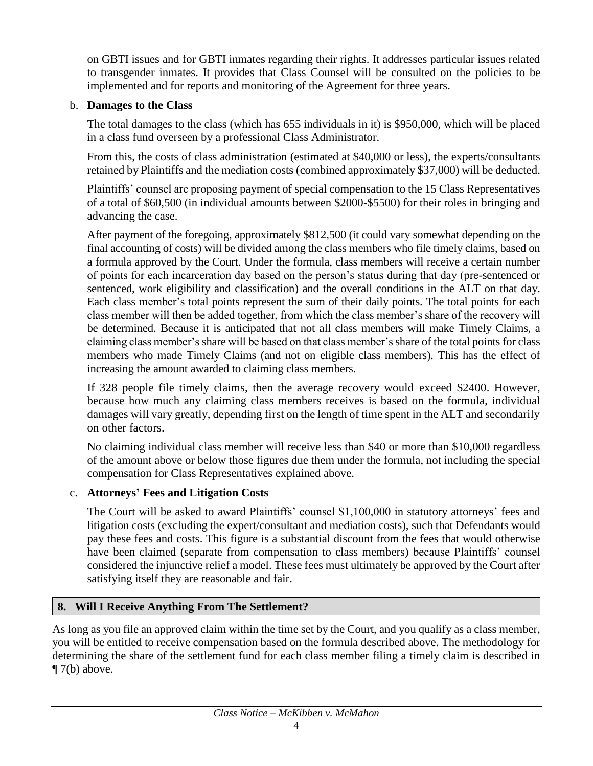on GBTI issues and for GBTI inmates regarding their rights. It addresses particular issues related to transgender inmates. It provides that Class Counsel will be consulted on the policies to be implemented and for reports and monitoring of the Agreement for three years.

b. **Damages to the Class**

The total damages to the class (which has 655 individuals in it) is $950,000, which will be placed in a class fund overseen by a professional Class Administrator.

From this, the costs of class administration (estimated at $40,000 or less), the experts/consultants retained by Plaintiffs and the mediation costs (combined approximately $37,000) will be deducted.

Plaintiffs' counsel are proposing payment of special compensation to the 15 Class Representatives of a total of $60,500 (in individual amounts between $2000-$5500) for their roles in bringing and advancing the case.

After payment of the foregoing, approximately $812,500 (it could vary somewhat depending on the final accounting of costs) will be divided among the class members who file timely claims, based on a formula approved by the Court. Under the formula, class members will receive a certain number of points for each incarceration day based on the person's status during that day (pre-sentenced or sentenced, work eligibility and classification) and the overall conditions in the ALT on that day. Each class member's total points represent the sum of their daily points. The total points for each class member will then be added together, from which the class member's share of the recovery will be determined. Because it is anticipated that not all class members will make Timely Claims, a claiming class member's share will be based on that class member's share of the total points for class members who made Timely Claims (and not on eligible class members). This has the effect of increasing the amount awarded to claiming class members.

If 328 people file timely claims, then the average recovery would exceed $2400. However, because how much any claiming class members receives is based on the formula, individual damages will vary greatly, depending first on the length of time spent in the ALT and secondarily on other factors.

No claiming individual class member will receive less than $40 or more than $10,000 regardless of the amount above or below those figures due them under the formula, not including the special compensation for Class Representatives explained above.

c. **Attorneys' Fees and Litigation Costs**

The Court will be asked to award Plaintiffs' counsel $1,100,000 in statutory attorneys' fees and litigation costs (excluding the expert/consultant and mediation costs), such that Defendants would pay these fees and costs. This figure is a substantial discount from the fees that would otherwise have been claimed (separate from compensation to class members) because Plaintiffs' counsel considered the injunctive relief a model. These fees must ultimately be approved by the Court after satisfying itself they are reasonable and fair.

## 8. Will I Receive Anything From The Settlement?

As long as you file an approved claim within the time set by the Court, and you qualify as a class member, you will be entitled to receive compensation based on the formula described above. The methodology for determining the share of the settlement fund for each class member filing a timely claim is described in ¶ 7(b) above.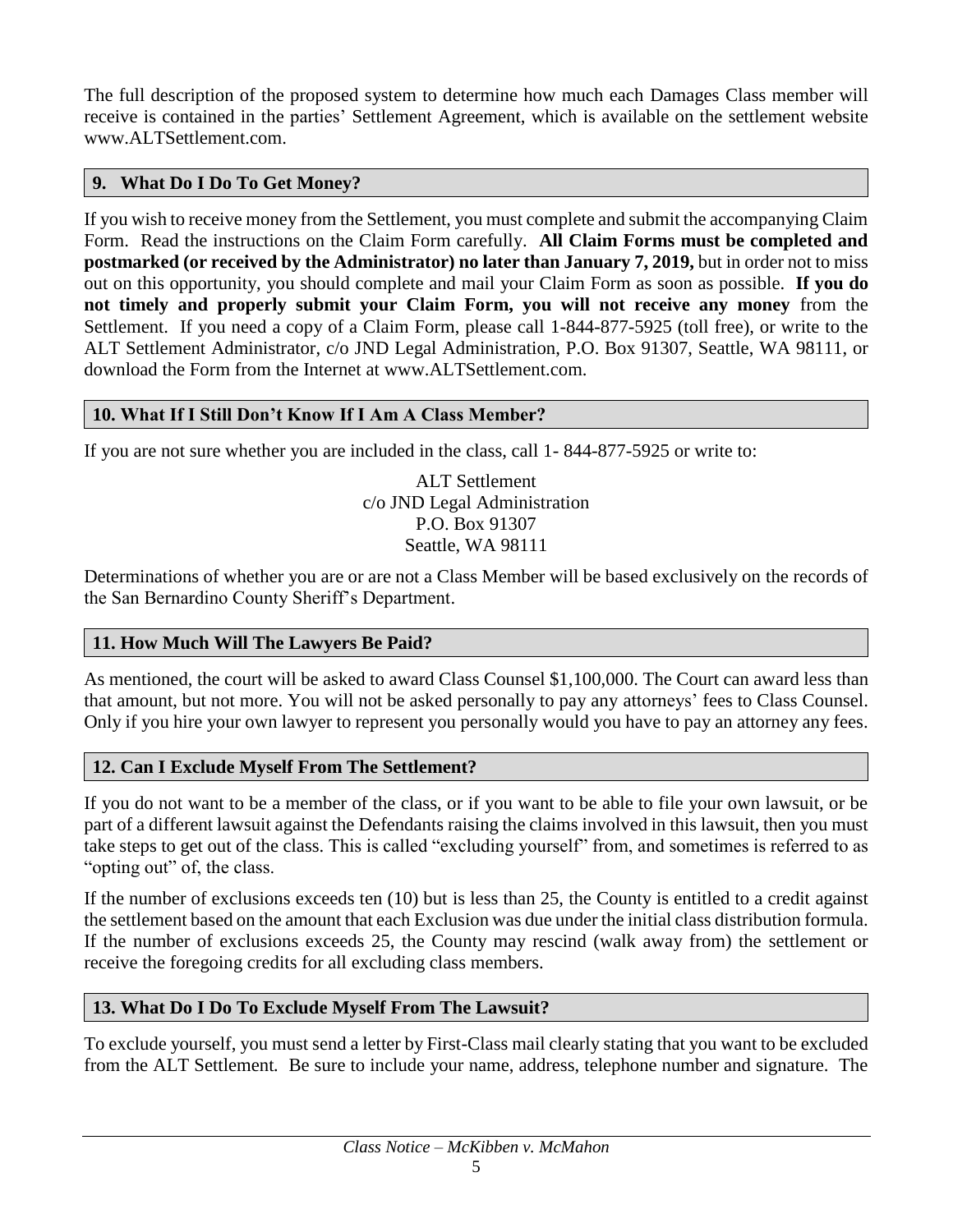The full description of the proposed system to determine how much each Damages Class member will receive is contained in the parties' Settlement Agreement, which is available on the settlement website www.ALTSettlement.com.

## 9. What Do I Do To Get Money?

If you wish to receive money from the Settlement, you must complete and submit the accompanying Claim Form. Read the instructions on the Claim Form carefully. **All Claim Forms must be completed and postmarked (or received by the Administrator) no later than January 7, 2019,** but in order not to miss out on this opportunity, you should complete and mail your Claim Form as soon as possible. **If you do not timely and properly submit your Claim Form, you will not receive any money** from the Settlement. If you need a copy of a Claim Form, please call 1-844-877-5925 (toll free), or write to the ALT Settlement Administrator, c/o JND Legal Administration, P.O. Box 91307, Seattle, WA 98111, or download the Form from the Internet at www.ALTSettlement.com.

## 10. What If I Still Don't Know If I Am A Class Member?

If you are not sure whether you are included in the class, call 1- 844-877-5925 or write to:

ALT Settlement  
c/o JND Legal Administration  
P.O. Box 91307  
Seattle, WA 98111

Determinations of whether you are or are not a Class Member will be based exclusively on the records of the San Bernardino County Sheriff's Department.

## 11. How Much Will The Lawyers Be Paid?

As mentioned, the court will be asked to award Class Counsel $1,100,000. The Court can award less than that amount, but not more. You will not be asked personally to pay any attorneys' fees to Class Counsel. Only if you hire your own lawyer to represent you personally would you have to pay an attorney any fees.

## 12. Can I Exclude Myself From The Settlement?

If you do not want to be a member of the class, or if you want to be able to file your own lawsuit, or be part of a different lawsuit against the Defendants raising the claims involved in this lawsuit, then you must take steps to get out of the class. This is called "excluding yourself" from, and sometimes is referred to as "opting out" of, the class.

If the number of exclusions exceeds ten (10) but is less than 25, the County is entitled to a credit against the settlement based on the amount that each Exclusion was due under the initial class distribution formula. If the number of exclusions exceeds 25, the County may rescind (walk away from) the settlement or receive the foregoing credits for all excluding class members.

## 13. What Do I Do To Exclude Myself From The Lawsuit?

To exclude yourself, you must send a letter by First-Class mail clearly stating that you want to be excluded from the ALT Settlement. Be sure to include your name, address, telephone number and signature. The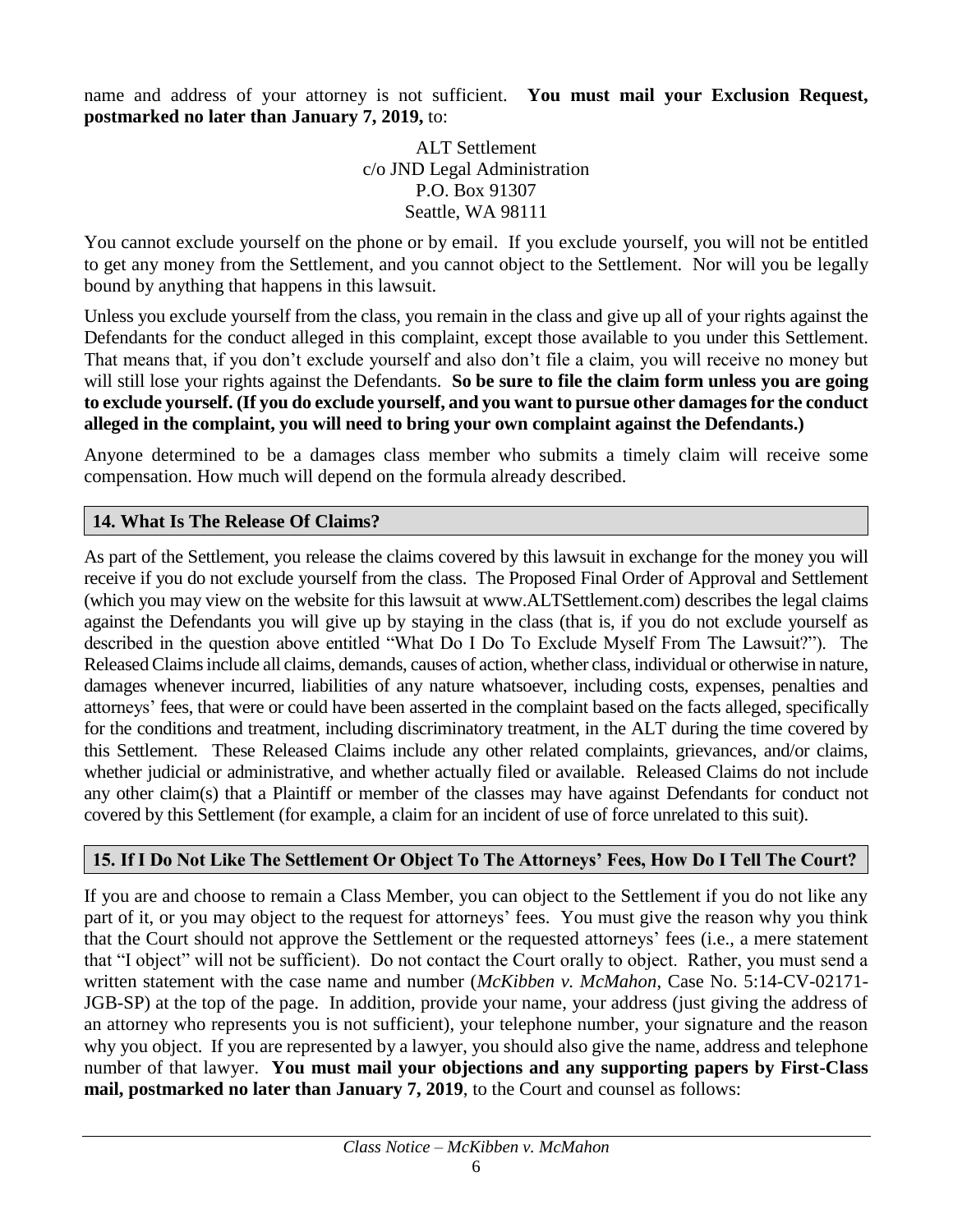name and address of your attorney is not sufficient. **You must mail your Exclusion Request, postmarked no later than January 7, 2019,** to:

ALT Settlement
c/o JND Legal Administration
P.O. Box 91307
Seattle, WA 98111

You cannot exclude yourself on the phone or by email. If you exclude yourself, you will not be entitled to get any money from the Settlement, and you cannot object to the Settlement. Nor will you be legally bound by anything that happens in this lawsuit.

Unless you exclude yourself from the class, you remain in the class and give up all of your rights against the Defendants for the conduct alleged in this complaint, except those available to you under this Settlement. That means that, if you don't exclude yourself and also don't file a claim, you will receive no money but will still lose your rights against the Defendants. **So be sure to file the claim form unless you are going to exclude yourself. (If you do exclude yourself, and you want to pursue other damages for the conduct alleged in the complaint, you will need to bring your own complaint against the Defendants.)**

Anyone determined to be a damages class member who submits a timely claim will receive some compensation. How much will depend on the formula already described.

## 14. What Is The Release Of Claims?

As part of the Settlement, you release the claims covered by this lawsuit in exchange for the money you will receive if you do not exclude yourself from the class. The Proposed Final Order of Approval and Settlement (which you may view on the website for this lawsuit at www.ALTSettlement.com) describes the legal claims against the Defendants you will give up by staying in the class (that is, if you do not exclude yourself as described in the question above entitled "What Do I Do To Exclude Myself From The Lawsuit?"). The Released Claims include all claims, demands, causes of action, whether class, individual or otherwise in nature, damages whenever incurred, liabilities of any nature whatsoever, including costs, expenses, penalties and attorneys' fees, that were or could have been asserted in the complaint based on the facts alleged, specifically for the conditions and treatment, including discriminatory treatment, in the ALT during the time covered by this Settlement. These Released Claims include any other related complaints, grievances, and/or claims, whether judicial or administrative, and whether actually filed or available. Released Claims do not include any other claim(s) that a Plaintiff or member of the classes may have against Defendants for conduct not covered by this Settlement (for example, a claim for an incident of use of force unrelated to this suit).

## 15. If I Do Not Like The Settlement Or Object To The Attorneys' Fees, How Do I Tell The Court?

If you are and choose to remain a Class Member, you can object to the Settlement if you do not like any part of it, or you may object to the request for attorneys' fees. You must give the reason why you think that the Court should not approve the Settlement or the requested attorneys' fees (i.e., a mere statement that "I object" will not be sufficient). Do not contact the Court orally to object. Rather, you must send a written statement with the case name and number (*McKibben v. McMahon*, Case No. 5:14-CV-02171-JGB-SP) at the top of the page. In addition, provide your name, your address (just giving the address of an attorney who represents you is not sufficient), your telephone number, your signature and the reason why you object. If you are represented by a lawyer, you should also give the name, address and telephone number of that lawyer. **You must mail your objections and any supporting papers by First-Class mail, postmarked no later than January 7, 2019**, to the Court and counsel as follows: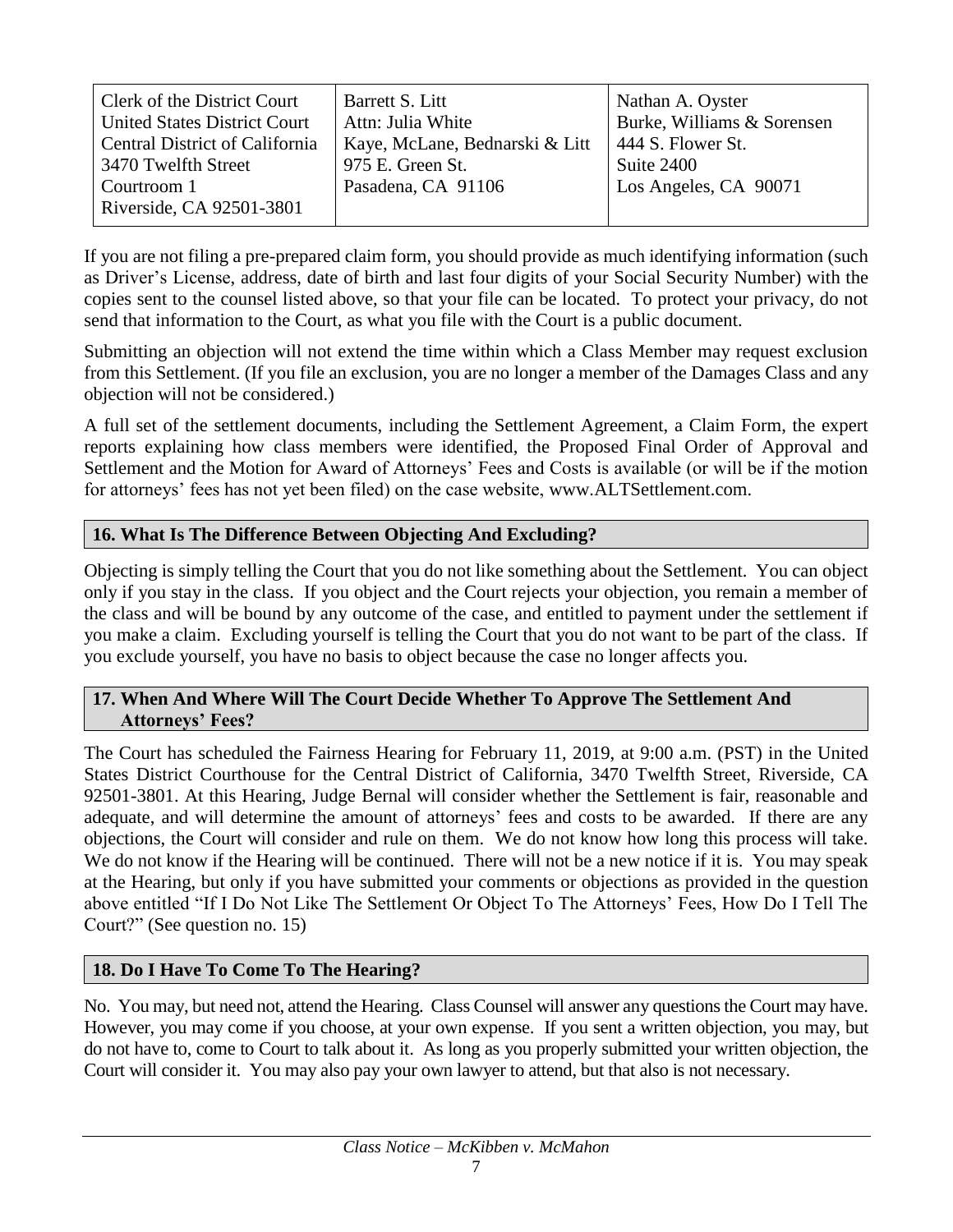| Clerk of the District Court<br>United States District Court<br>Central District of California<br>3470 Twelfth Street<br>Courtroom 1<br>Riverside, CA 92501-3801 | Barrett S. Litt<br>Attn: Julia White<br>Kaye, McLane, Bednarski & Litt<br>975 E. Green St.<br>Pasadena, CA 91106 | Nathan A. Oyster<br>Burke, Williams & Sorensen<br>444 S. Flower St.<br>Suite 2400<br>Los Angeles, CA 90071 |
|---|---|---|

If you are not filing a pre-prepared claim form, you should provide as much identifying information (such as Driver's License, address, date of birth and last four digits of your Social Security Number) with the copies sent to the counsel listed above, so that your file can be located. To protect your privacy, do not send that information to the Court, as what you file with the Court is a public document.

Submitting an objection will not extend the time within which a Class Member may request exclusion from this Settlement. (If you file an exclusion, you are no longer a member of the Damages Class and any objection will not be considered.)

A full set of the settlement documents, including the Settlement Agreement, a Claim Form, the expert reports explaining how class members were identified, the Proposed Final Order of Approval and Settlement and the Motion for Award of Attorneys' Fees and Costs is available (or will be if the motion for attorneys' fees has not yet been filed) on the case website, www.ALTSettlement.com.

## 16. What Is The Difference Between Objecting And Excluding?

Objecting is simply telling the Court that you do not like something about the Settlement. You can object only if you stay in the class. If you object and the Court rejects your objection, you remain a member of the class and will be bound by any outcome of the case, and entitled to payment under the settlement if you make a claim. Excluding yourself is telling the Court that you do not want to be part of the class. If you exclude yourself, you have no basis to object because the case no longer affects you.

## 17. When And Where Will The Court Decide Whether To Approve The Settlement And Attorneys' Fees?

The Court has scheduled the Fairness Hearing for February 11, 2019, at 9:00 a.m. (PST) in the United States District Courthouse for the Central District of California, 3470 Twelfth Street, Riverside, CA 92501-3801. At this Hearing, Judge Bernal will consider whether the Settlement is fair, reasonable and adequate, and will determine the amount of attorneys' fees and costs to be awarded. If there are any objections, the Court will consider and rule on them. We do not know how long this process will take. We do not know if the Hearing will be continued. There will not be a new notice if it is. You may speak at the Hearing, but only if you have submitted your comments or objections as provided in the question above entitled "If I Do Not Like The Settlement Or Object To The Attorneys' Fees, How Do I Tell The Court?" (See question no. 15)

## 18. Do I Have To Come To The Hearing?

No. You may, but need not, attend the Hearing. Class Counsel will answer any questions the Court may have. However, you may come if you choose, at your own expense. If you sent a written objection, you may, but do not have to, come to Court to talk about it. As long as you properly submitted your written objection, the Court will consider it. You may also pay your own lawyer to attend, but that also is not necessary.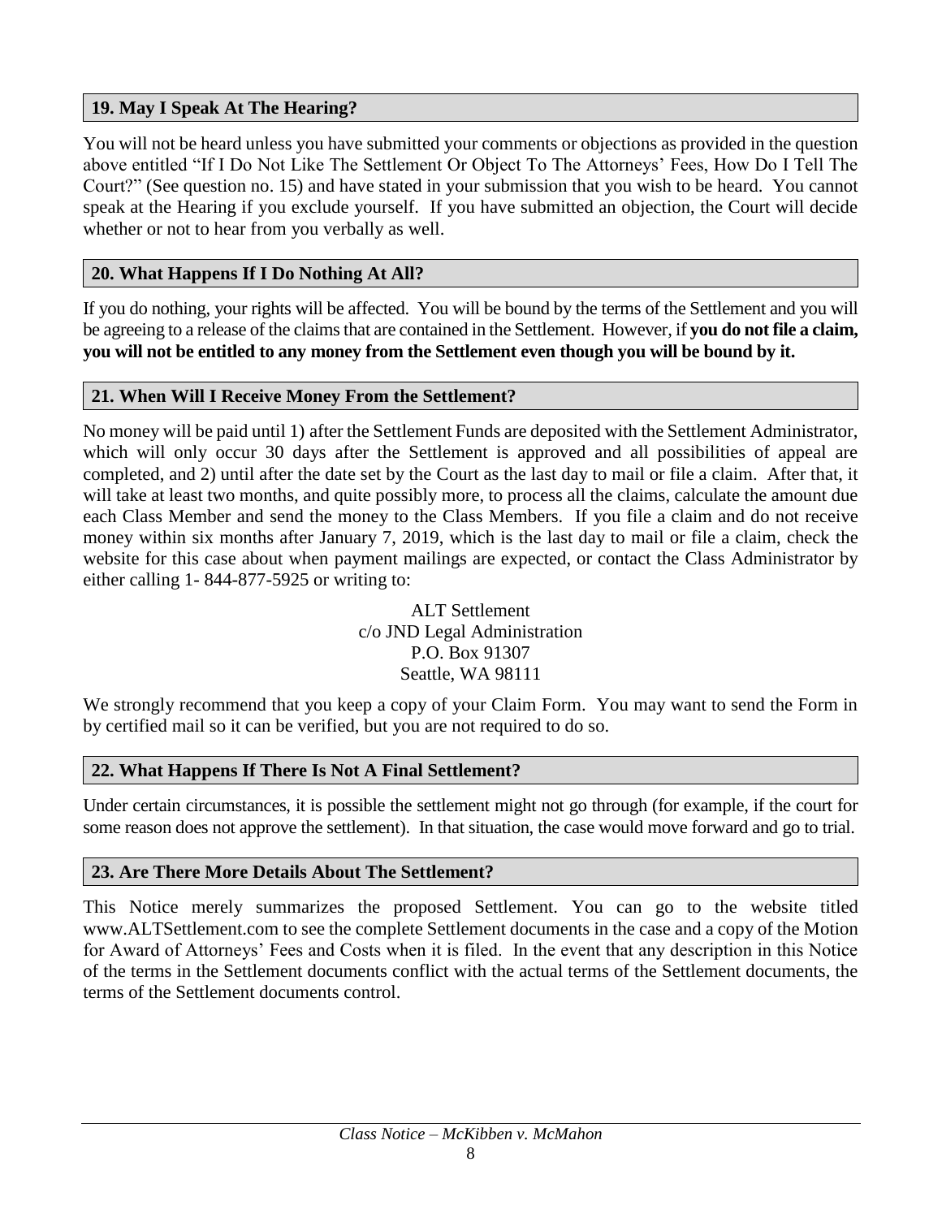## 19. May I Speak At The Hearing?

You will not be heard unless you have submitted your comments or objections as provided in the question above entitled "If I Do Not Like The Settlement Or Object To The Attorneys' Fees, How Do I Tell The Court?" (See question no. 15) and have stated in your submission that you wish to be heard. You cannot speak at the Hearing if you exclude yourself. If you have submitted an objection, the Court will decide whether or not to hear from you verbally as well.

## 20. What Happens If I Do Nothing At All?

If you do nothing, your rights will be affected. You will be bound by the terms of the Settlement and you will be agreeing to a release of the claims that are contained in the Settlement. However, if **you do not file a claim, you will not be entitled to any money from the Settlement even though you will be bound by it.**

## 21. When Will I Receive Money From the Settlement?

No money will be paid until 1) after the Settlement Funds are deposited with the Settlement Administrator, which will only occur 30 days after the Settlement is approved and all possibilities of appeal are completed, and 2) until after the date set by the Court as the last day to mail or file a claim. After that, it will take at least two months, and quite possibly more, to process all the claims, calculate the amount due each Class Member and send the money to the Class Members. If you file a claim and do not receive money within six months after January 7, 2019, which is the last day to mail or file a claim, check the website for this case about when payment mailings are expected, or contact the Class Administrator by either calling 1- 844-877-5925 or writing to:

ALT Settlement
c/o JND Legal Administration
P.O. Box 91307
Seattle, WA 98111

We strongly recommend that you keep a copy of your Claim Form. You may want to send the Form in by certified mail so it can be verified, but you are not required to do so.

## 22. What Happens If There Is Not A Final Settlement?

Under certain circumstances, it is possible the settlement might not go through (for example, if the court for some reason does not approve the settlement). In that situation, the case would move forward and go to trial.

## 23. Are There More Details About The Settlement?

This Notice merely summarizes the proposed Settlement. You can go to the website titled www.ALTSettlement.com to see the complete Settlement documents in the case and a copy of the Motion for Award of Attorneys' Fees and Costs when it is filed. In the event that any description in this Notice of the terms in the Settlement documents conflict with the actual terms of the Settlement documents, the terms of the Settlement documents control.